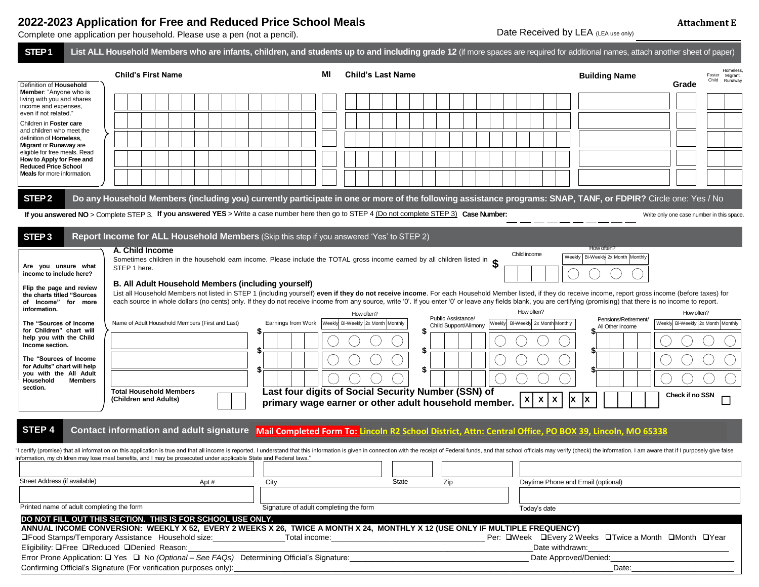# 2022-2023 Application for Free and Reduced Price School Meals

Complete one application per household. Please use a pen (not a pencil).

**Attachment E**

Date Received by LEA (LEA use only) ____________

## STEP 1 List ALL Household Members who are infants, children, and students up to and including grade 12 (if more spaces are required for additional names, attach another sheet of paper)

Definition of **Household Member**: "Anyone who is living with you and shares income and expenses, even if not related."

Children in **Foster care** and children who meet the definition of **Homeless, Migrant** or **Runaway** are eligible for free meals. Read **How to Apply for Free and Reduced Price School Meals** for more information.

| Child's First Name | MI | Child's Last Name | Building Name | Grade | Foster Child | Homeless, Migrant, Runaway |
|---|---|---|---|---|---|---|
| | | | | | | |
| | | | | | | |
| | | | | | | |
| | | | | | | |
| | | | | | | |

## STEP 2 Do any Household Members (including you) currently participate in one or more of the following assistance programs: SNAP, TANF, or FDPIR? Circle one: Yes / No

**If you answered NO** > Complete STEP 3. **If you answered YES** > Write a case number here then go to STEP 4 (Do not complete STEP 3) **Case Number:** __ __ __ __ __ __ __ __ __ __ __

Write only one case number in this space.

## STEP 3 Report Income for ALL Household Members (Skip this step if you answered 'Yes' to STEP 2)

**Are you unsure what income to include here?**

**Flip the page and review the charts titled "Sources of Income" for more information.**

**The "Sources of Income for Children" chart will help you with the Child Income section.**

**The "Sources of Income for Adults" chart will help you with the All Adult Household Members section.**

### A. Child Income

Sometimes children in the household earn income. Please include the TOTAL gross income earned by all children listed in STEP 1 here.

| Child income | How often? Weekly | Bi-Weekly | 2x Month | Monthly |
|---|---|---|---|---|
| $ | ◯ | ◯ | ◯ | ◯ |

### B. All Adult Household Members (including yourself)

List all Household Members not listed in STEP 1 (including yourself) **even if they do not receive income**. For each Household Member listed, if they do receive income, report gross income (before taxes) for each source in whole dollars (no cents) only. If they do not receive income from any source, write '0'. If you enter '0' or leave any fields blank, you are certifying (promising) that there is no income to report.

| Name of Adult Household Members (First and Last) | Earnings from Work | How often? Weekly | Bi-Weekly | 2x Month | Monthly | Public Assistance/ Child Support/Alimony | How often? Weekly | Bi-Weekly | 2x Month | Monthly | Pensions/Retirement/ All Other Income | How often? Weekly | Bi-Weekly | 2x Month | Monthly |
|---|---|---|---|---|---|---|---|---|---|---|---|---|---|---|---|
| | $ | ◯ | ◯ | ◯ | ◯ | $ | ◯ | ◯ | ◯ | ◯ | $ | ◯ | ◯ | ◯ | ◯ |
| | $ | ◯ | ◯ | ◯ | ◯ | $ | ◯ | ◯ | ◯ | ◯ | $ | ◯ | ◯ | ◯ | ◯ |
| | $ | ◯ | ◯ | ◯ | ◯ | $ | ◯ | ◯ | ◯ | ◯ | $ | ◯ | ◯ | ◯ | ◯ |

**Total Household Members (Children and Adults)** ____

**Last four digits of Social Security Number (SSN) of primary wage earner or other adult household member.** X X X - X X - __ __ __ __

**Check if no SSN** ☐

## STEP 4 Contact information and adult signature

**Mail Completed Form To: Lincoln R2 School District, Attn: Central Office, PO BOX 39, Lincoln, MO 65338**

"I certify (promise) that all information on this application is true and that all income is reported. I understand that this information is given in connection with the receipt of Federal funds, and that school officials may verify (check) the information. I am aware that if I purposely give false information, my children may lose meal benefits, and I may be prosecuted under applicable State and Federal laws."

Street Address (if available) ____ Apt # ____ City ____ State ____ Zip ____ Daytime Phone and Email (optional) ____

Printed name of adult completing the form ____ Signature of adult completing the form ____ Today's date ____

**DO NOT FILL OUT THIS SECTION. THIS IS FOR SCHOOL USE ONLY.**

**ANNUAL INCOME CONVERSION: WEEKLY X 52, EVERY 2 WEEKS X 26, TWICE A MONTH X 24, MONTHLY X 12 (USE ONLY IF MULTIPLE FREQUENCY)**

❑Food Stamps/Temporary Assistance Household size:________________ Total income:________________ Per: ❑Week ❑Every 2 Weeks ❑Twice a Month ❑Month ❑Year

Eligibility: ❑Free ❑Reduced ❑Denied Reason:________________ Date withdrawn:________________

Error Prone Application: ❑ Yes ❑ No *(Optional – See FAQs)* Determining Official's Signature:________________ Date Approved/Denied:________________

Confirming Official's Signature (For verification purposes only):________________ Date:________________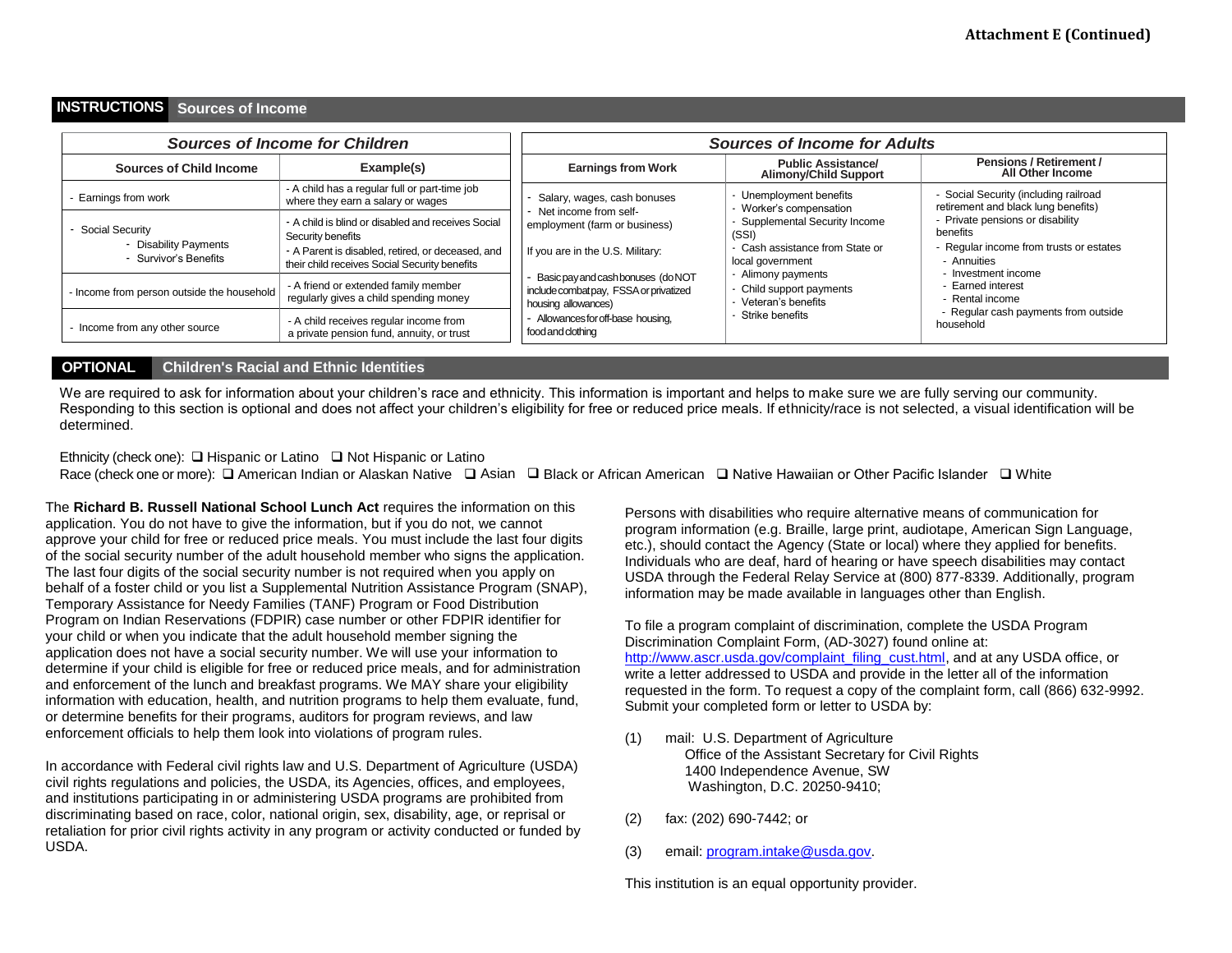Attachment E (Continued)

## INSTRUCTIONS Sources of Income

### Sources of Income for Children

| Sources of Child Income | Example(s) |
|---|---|
| - Earnings from work | - A child has a regular full or part-time job where they earn a salary or wages |
| - Social Security<br>- Disability Payments<br>- Survivor's Benefits | - A child is blind or disabled and receives Social Security benefits<br>- A Parent is disabled, retired, or deceased, and their child receives Social Security benefits |
| - Income from person outside the household | - A friend or extended family member regularly gives a child spending money |
| - Income from any other source | - A child receives regular income from a private pension fund, annuity, or trust |

### Sources of Income for Adults

| Earnings from Work | Public Assistance/ Alimony/Child Support | Pensions / Retirement / All Other Income |
|---|---|---|
| - Salary, wages, cash bonuses<br>- Net income from self-employment (farm or business)<br><br>If you are in the U.S. Military:<br><br>- Basic pay and cash bonuses (do NOT include combat pay, FSSA or privatized housing allowances)<br>- Allowances for off-base housing, food and clothing | - Unemployment benefits<br>- Worker's compensation<br>- Supplemental Security Income (SSI)<br>- Cash assistance from State or local government<br>- Alimony payments<br>- Child support payments<br>- Veteran's benefits<br>- Strike benefits | - Social Security (including railroad retirement and black lung benefits)<br>- Private pensions or disability benefits<br>- Regular income from trusts or estates<br>- Annuities<br>- Investment income<br>- Earned interest<br>- Rental income<br>- Regular cash payments from outside household |

## OPTIONAL Children's Racial and Ethnic Identities

We are required to ask for information about your children's race and ethnicity. This information is important and helps to make sure we are fully serving our community. Responding to this section is optional and does not affect your children's eligibility for free or reduced price meals. If ethnicity/race is not selected, a visual identification will be determined.

Ethnicity (check one): ❑ Hispanic or Latino ❑ Not Hispanic or Latino

Race (check one or more): ❑ American Indian or Alaskan Native ❑ Asian ❑ Black or African American ❑ Native Hawaiian or Other Pacific Islander ❑ White

The **Richard B. Russell National School Lunch Act** requires the information on this application. You do not have to give the information, but if you do not, we cannot approve your child for free or reduced price meals. You must include the last four digits of the social security number of the adult household member who signs the application. The last four digits of the social security number is not required when you apply on behalf of a foster child or you list a Supplemental Nutrition Assistance Program (SNAP), Temporary Assistance for Needy Families (TANF) Program or Food Distribution Program on Indian Reservations (FDPIR) case number or other FDPIR identifier for your child or when you indicate that the adult household member signing the application does not have a social security number. We will use your information to determine if your child is eligible for free or reduced price meals, and for administration and enforcement of the lunch and breakfast programs. We MAY share your eligibility information with education, health, and nutrition programs to help them evaluate, fund, or determine benefits for their programs, auditors for program reviews, and law enforcement officials to help them look into violations of program rules.

In accordance with Federal civil rights law and U.S. Department of Agriculture (USDA) civil rights regulations and policies, the USDA, its Agencies, offices, and employees, and institutions participating in or administering USDA programs are prohibited from discriminating based on race, color, national origin, sex, disability, age, or reprisal or retaliation for prior civil rights activity in any program or activity conducted or funded by USDA.

Persons with disabilities who require alternative means of communication for program information (e.g. Braille, large print, audiotape, American Sign Language, etc.), should contact the Agency (State or local) where they applied for benefits. Individuals who are deaf, hard of hearing or have speech disabilities may contact USDA through the Federal Relay Service at (800) 877-8339. Additionally, program information may be made available in languages other than English.

To file a program complaint of discrimination, complete the USDA Program Discrimination Complaint Form, (AD-3027) found online at: http://www.ascr.usda.gov/complaint_filing_cust.html, and at any USDA office, or write a letter addressed to USDA and provide in the letter all of the information requested in the form. To request a copy of the complaint form, call (866) 632-9992. Submit your completed form or letter to USDA by:

(1) mail: U.S. Department of Agriculture
Office of the Assistant Secretary for Civil Rights
1400 Independence Avenue, SW
Washington, D.C. 20250-9410;

(2) fax: (202) 690-7442; or

(3) email: program.intake@usda.gov.

This institution is an equal opportunity provider.